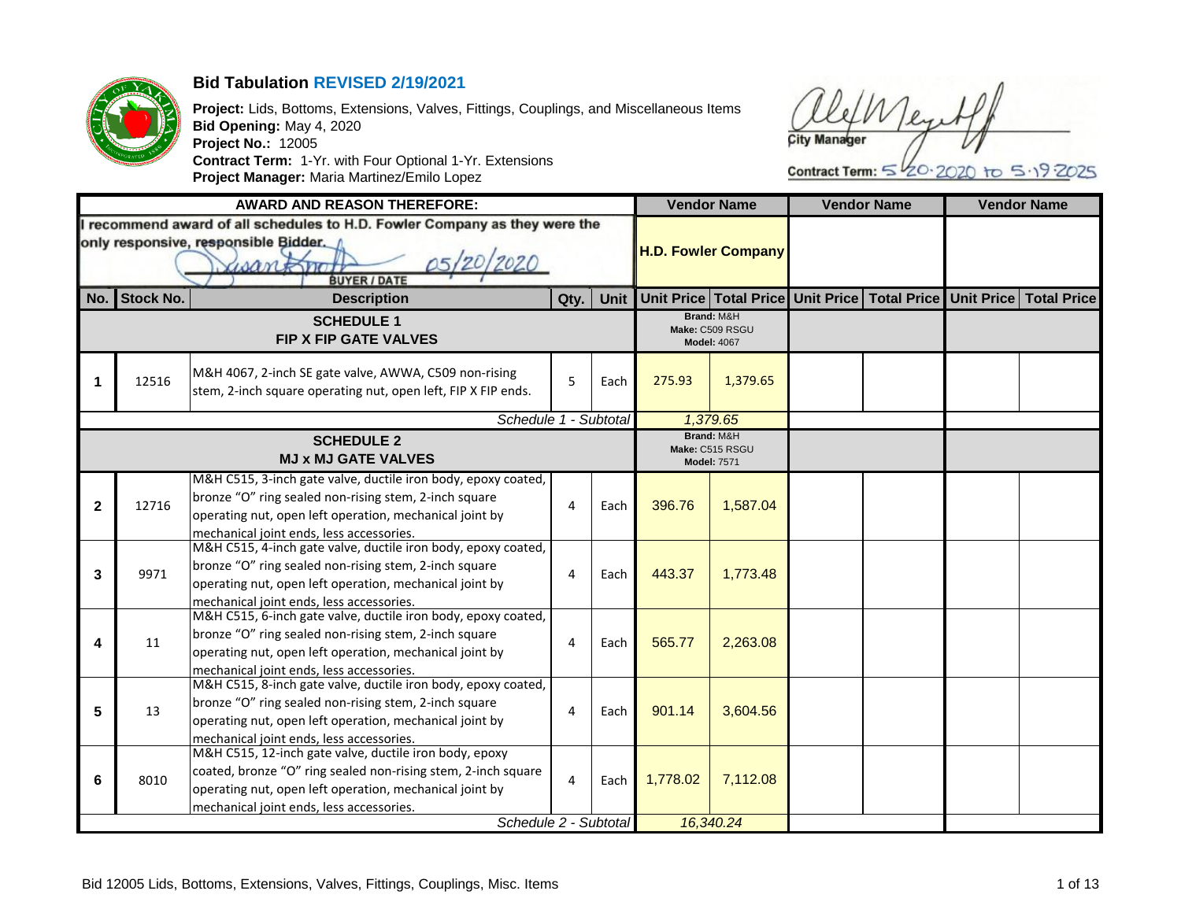# Bid Tabulation REVISED 2/19/2021

**Project:** Lids, Bottoms, Extensions, Valves, Fittings, Couplings, and Miscellaneous Items
**Bid Opening:** May 4, 2020
**Project No.:** 12005
**Contract Term:** 1-Yr. with Four Optional 1-Yr. Extensions
**Project Manager:** Maria Martinez/Emilo Lopez

City Manager
Contract Term: 5-20-2020 to 5-19-2025

| AWARD AND REASON THEREFORE: | | | | | Vendor Name | | Vendor Name | | Vendor Name | |
|---|---|---|---|---|---|---|---|---|---|---|
| I recommend award of all schedules to H.D. Fowler Company as they were the only responsive, responsible Bidder. BUYER / DATE 05/20/2020 | | | | | H.D. Fowler Company | | | | | |
| **No.** | **Stock No.** | **Description** | **Qty.** | **Unit** | **Unit Price** | **Total Price** | **Unit Price** | **Total Price** | **Unit Price** | **Total Price** |
| | | **SCHEDULE 1 FIP X FIP GATE VALVES** | | | **Brand:** M&H **Make:** C509 RSGU **Model:** 4067 | | | | | |
| 1 | 12516 | M&H 4067, 2-inch SE gate valve, AWWA, C509 non-rising stem, 2-inch square operating nut, open left, FIP X FIP ends. | 5 | Each | 275.93 | 1,379.65 | | | | |
| | | *Schedule 1 - Subtotal* | | | *1,379.65* | | | | | |
| | | **SCHEDULE 2 MJ x MJ GATE VALVES** | | | **Brand:** M&H **Make:** C515 RSGU **Model:** 7571 | | | | | |
| 2 | 12716 | M&H C515, 3-inch gate valve, ductile iron body, epoxy coated, bronze "O" ring sealed non-rising stem, 2-inch square operating nut, open left operation, mechanical joint by mechanical joint ends, less accessories. | 4 | Each | 396.76 | 1,587.04 | | | | |
| 3 | 9971 | M&H C515, 4-inch gate valve, ductile iron body, epoxy coated, bronze "O" ring sealed non-rising stem, 2-inch square operating nut, open left operation, mechanical joint by mechanical joint ends, less accessories. | 4 | Each | 443.37 | 1,773.48 | | | | |
| 4 | 11 | M&H C515, 6-inch gate valve, ductile iron body, epoxy coated, bronze "O" ring sealed non-rising stem, 2-inch square operating nut, open left operation, mechanical joint by mechanical joint ends, less accessories. | 4 | Each | 565.77 | 2,263.08 | | | | |
| 5 | 13 | M&H C515, 8-inch gate valve, ductile iron body, epoxy coated, bronze "O" ring sealed non-rising stem, 2-inch square operating nut, open left operation, mechanical joint by mechanical joint ends, less accessories. | 4 | Each | 901.14 | 3,604.56 | | | | |
| 6 | 8010 | M&H C515, 12-inch gate valve, ductile iron body, epoxy coated, bronze "O" ring sealed non-rising stem, 2-inch square operating nut, open left operation, mechanical joint by mechanical joint ends, less accessories. | 4 | Each | 1,778.02 | 7,112.08 | | | | |
| | | *Schedule 2 - Subtotal* | | | *16,340.24* | | | | | |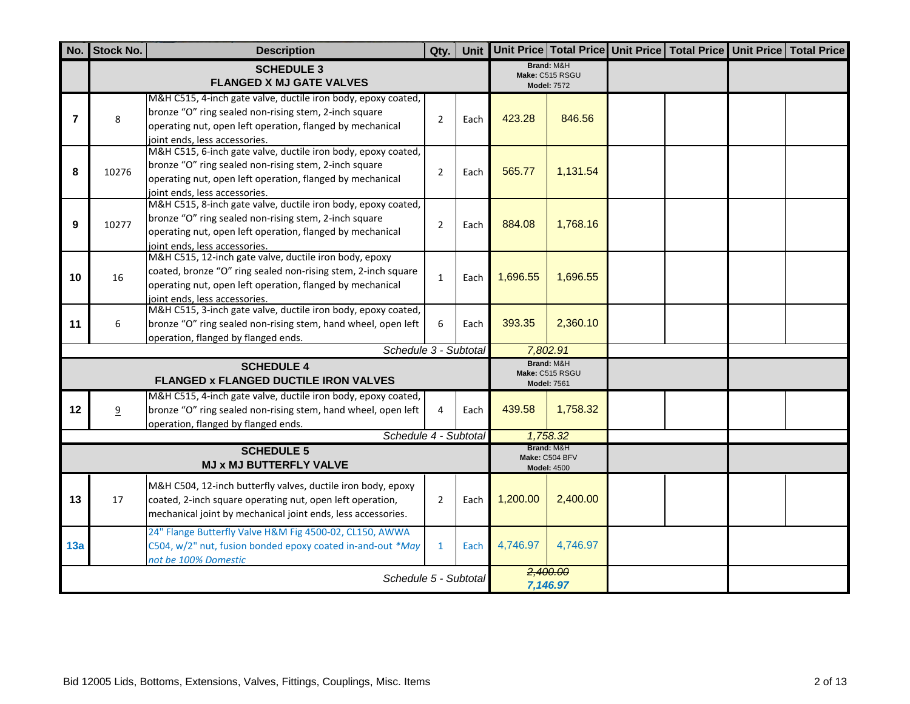| No. | Stock No. | Description | Qty. | Unit | Unit Price | Total Price | Unit Price | Total Price | Unit Price | Total Price |
|---|---|---|---|---|---|---|---|---|---|---|
| | **SCHEDULE 3 FLANGED X MJ GATE VALVES** | | | | **Brand:** M&H **Make:** C515 RSGU **Model:** 7572 | | | | | |
| **7** | 8 | M&H C515, 4-inch gate valve, ductile iron body, epoxy coated, bronze "O" ring sealed non-rising stem, 2-inch square operating nut, open left operation, flanged by mechanical joint ends, less accessories. | 2 | Each | 423.28 | 846.56 | | | | |
| **8** | 10276 | M&H C515, 6-inch gate valve, ductile iron body, epoxy coated, bronze "O" ring sealed non-rising stem, 2-inch square operating nut, open left operation, flanged by mechanical joint ends, less accessories. | 2 | Each | 565.77 | 1,131.54 | | | | |
| **9** | 10277 | M&H C515, 8-inch gate valve, ductile iron body, epoxy coated, bronze "O" ring sealed non-rising stem, 2-inch square operating nut, open left operation, flanged by mechanical joint ends, less accessories. | 2 | Each | 884.08 | 1,768.16 | | | | |
| **10** | 16 | M&H C515, 12-inch gate valve, ductile iron body, epoxy coated, bronze "O" ring sealed non-rising stem, 2-inch square operating nut, open left operation, flanged by mechanical joint ends, less accessories. | 1 | Each | 1,696.55 | 1,696.55 | | | | |
| **11** | 6 | M&H C515, 3-inch gate valve, ductile iron body, epoxy coated, bronze "O" ring sealed non-rising stem, hand wheel, open left operation, flanged by flanged ends. | 6 | Each | 393.35 | 2,360.10 | | | | |
| | | *Schedule 3 - Subtotal* | | | *7,802.91* | | | | | |
| | **SCHEDULE 4 FLANGED x FLANGED DUCTILE IRON VALVES** | | | | **Brand:** M&H **Make:** C515 RSGU **Model:** 7561 | | | | | |
| **12** | 9 | M&H C515, 4-inch gate valve, ductile iron body, epoxy coated, bronze "O" ring sealed non-rising stem, hand wheel, open left operation, flanged by flanged ends. | 4 | Each | 439.58 | 1,758.32 | | | | |
| | | *Schedule 4 - Subtotal* | | | *1,758.32* | | | | | |
| | **SCHEDULE 5 MJ x MJ BUTTERFLY VALVE** | | | | **Brand:** M&H **Make:** C504 BFV **Model:** 4500 | | | | | |
| **13** | 17 | M&H C504, 12-inch butterfly valves, ductile iron body, epoxy coated, 2-inch square operating nut, open left operation, mechanical joint by mechanical joint ends, less accessories. | 2 | Each | 1,200.00 | 2,400.00 | | | | |
| **13a** | | 24" Flange Butterfly Valve H&M Fig 4500-02, CL150, AWWA C504, w/2" nut, fusion bonded epoxy coated in-and-out *\*May not be 100% Domestic* | 1 | Each | 4,746.97 | 4,746.97 | | | | |
| | | *Schedule 5 - Subtotal* | | | ~~*2,400.00*~~ ***7,146.97*** | | | | | |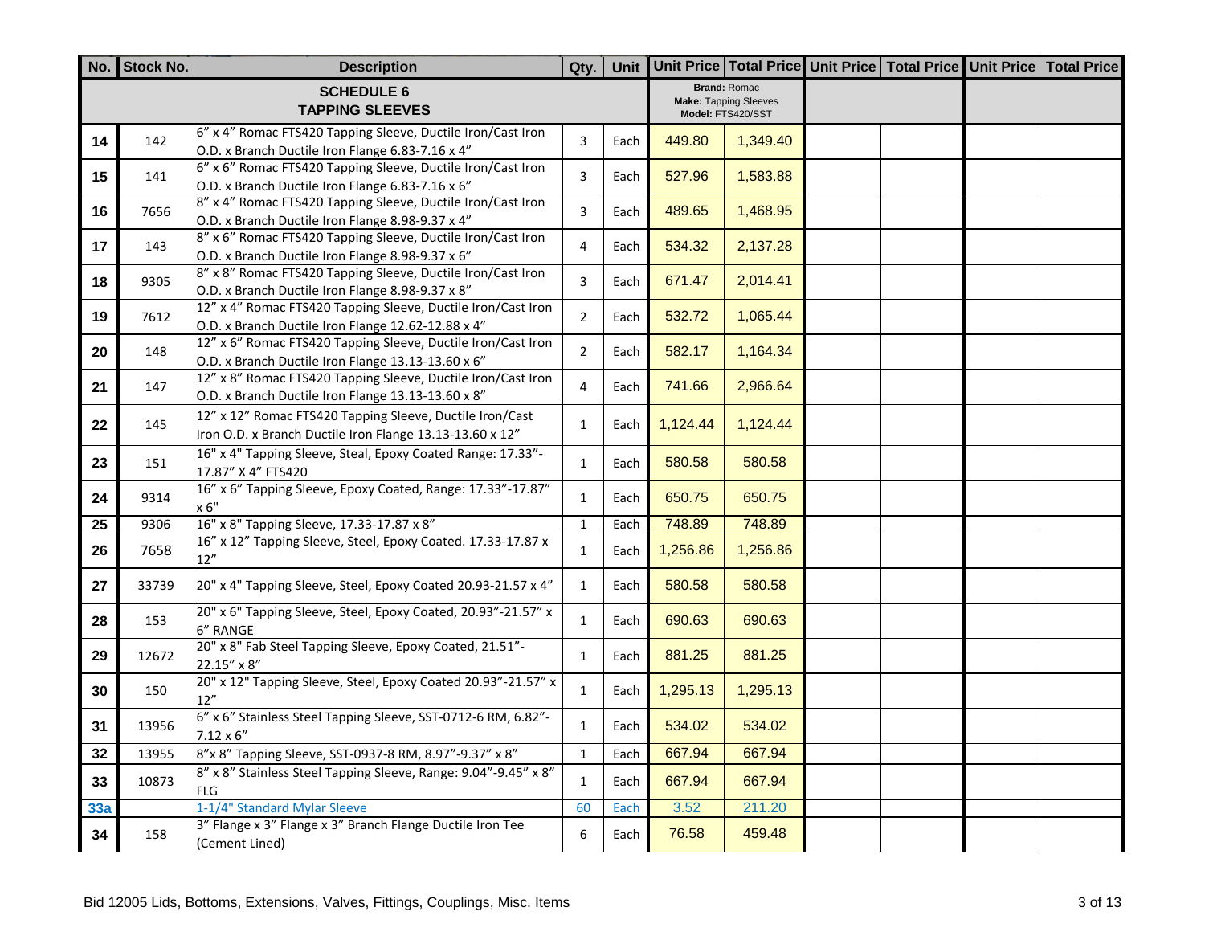| No. | Stock No. | Description | Qty. | Unit | Unit Price | Total Price | Unit Price | Total Price | Unit Price | Total Price |
|---|---|---|---|---|---|---|---|---|---|---|
| | | **SCHEDULE 6 TAPPING SLEEVES** | | | **Brand:** Romac **Make:** Tapping Sleeves **Model:** FTS420/SST | | | | | |
| 14 | 142 | 6" x 4" Romac FTS420 Tapping Sleeve, Ductile Iron/Cast Iron O.D. x Branch Ductile Iron Flange 6.83-7.16 x 4" | 3 | Each | 449.80 | 1,349.40 | | | | |
| 15 | 141 | 6" x 6" Romac FTS420 Tapping Sleeve, Ductile Iron/Cast Iron O.D. x Branch Ductile Iron Flange 6.83-7.16 x 6" | 3 | Each | 527.96 | 1,583.88 | | | | |
| 16 | 7656 | 8" x 4" Romac FTS420 Tapping Sleeve, Ductile Iron/Cast Iron O.D. x Branch Ductile Iron Flange 8.98-9.37 x 4" | 3 | Each | 489.65 | 1,468.95 | | | | |
| 17 | 143 | 8" x 6" Romac FTS420 Tapping Sleeve, Ductile Iron/Cast Iron O.D. x Branch Ductile Iron Flange 8.98-9.37 x 6" | 4 | Each | 534.32 | 2,137.28 | | | | |
| 18 | 9305 | 8" x 8" Romac FTS420 Tapping Sleeve, Ductile Iron/Cast Iron O.D. x Branch Ductile Iron Flange 8.98-9.37 x 8" | 3 | Each | 671.47 | 2,014.41 | | | | |
| 19 | 7612 | 12" x 4" Romac FTS420 Tapping Sleeve, Ductile Iron/Cast Iron O.D. x Branch Ductile Iron Flange 12.62-12.88 x 4" | 2 | Each | 532.72 | 1,065.44 | | | | |
| 20 | 148 | 12" x 6" Romac FTS420 Tapping Sleeve, Ductile Iron/Cast Iron O.D. x Branch Ductile Iron Flange 13.13-13.60 x 6" | 2 | Each | 582.17 | 1,164.34 | | | | |
| 21 | 147 | 12" x 8" Romac FTS420 Tapping Sleeve, Ductile Iron/Cast Iron O.D. x Branch Ductile Iron Flange 13.13-13.60 x 8" | 4 | Each | 741.66 | 2,966.64 | | | | |
| 22 | 145 | 12" x 12" Romac FTS420 Tapping Sleeve, Ductile Iron/Cast Iron O.D. x Branch Ductile Iron Flange 13.13-13.60 x 12" | 1 | Each | 1,124.44 | 1,124.44 | | | | |
| 23 | 151 | 16" x 4" Tapping Sleeve, Steal, Epoxy Coated Range: 17.33"-17.87" X 4" FTS420 | 1 | Each | 580.58 | 580.58 | | | | |
| 24 | 9314 | 16" x 6" Tapping Sleeve, Epoxy Coated, Range: 17.33"-17.87" x 6" | 1 | Each | 650.75 | 650.75 | | | | |
| 25 | 9306 | 16" x 8" Tapping Sleeve, 17.33-17.87 x 8" | 1 | Each | 748.89 | 748.89 | | | | |
| 26 | 7658 | 16" x 12" Tapping Sleeve, Steel, Epoxy Coated. 17.33-17.87 x 12" | 1 | Each | 1,256.86 | 1,256.86 | | | | |
| 27 | 33739 | 20" x 4" Tapping Sleeve, Steel, Epoxy Coated 20.93-21.57 x 4" | 1 | Each | 580.58 | 580.58 | | | | |
| 28 | 153 | 20" x 6" Tapping Sleeve, Steel, Epoxy Coated, 20.93"-21.57" x 6" RANGE | 1 | Each | 690.63 | 690.63 | | | | |
| 29 | 12672 | 20" x 8" Fab Steel Tapping Sleeve, Epoxy Coated, 21.51"-22.15" x 8" | 1 | Each | 881.25 | 881.25 | | | | |
| 30 | 150 | 20" x 12" Tapping Sleeve, Steel, Epoxy Coated 20.93"-21.57" x 12" | 1 | Each | 1,295.13 | 1,295.13 | | | | |
| 31 | 13956 | 6" x 6" Stainless Steel Tapping Sleeve, SST-0712-6 RM, 6.82"-7.12 x 6" | 1 | Each | 534.02 | 534.02 | | | | |
| 32 | 13955 | 8"x 8" Tapping Sleeve, SST-0937-8 RM, 8.97"-9.37" x 8" | 1 | Each | 667.94 | 667.94 | | | | |
| 33 | 10873 | 8" x 8" Stainless Steel Tapping Sleeve, Range: 9.04"-9.45" x 8" FLG | 1 | Each | 667.94 | 667.94 | | | | |
| 33a | | 1-1/4" Standard Mylar Sleeve | 60 | Each | 3.52 | 211.20 | | | | |
| 34 | 158 | 3" Flange x 3" Flange x 3" Branch Flange Ductile Iron Tee (Cement Lined) | 6 | Each | 76.58 | 459.48 | | | | |

Bid 12005 Lids, Bottoms, Extensions, Valves, Fittings, Couplings, Misc. Items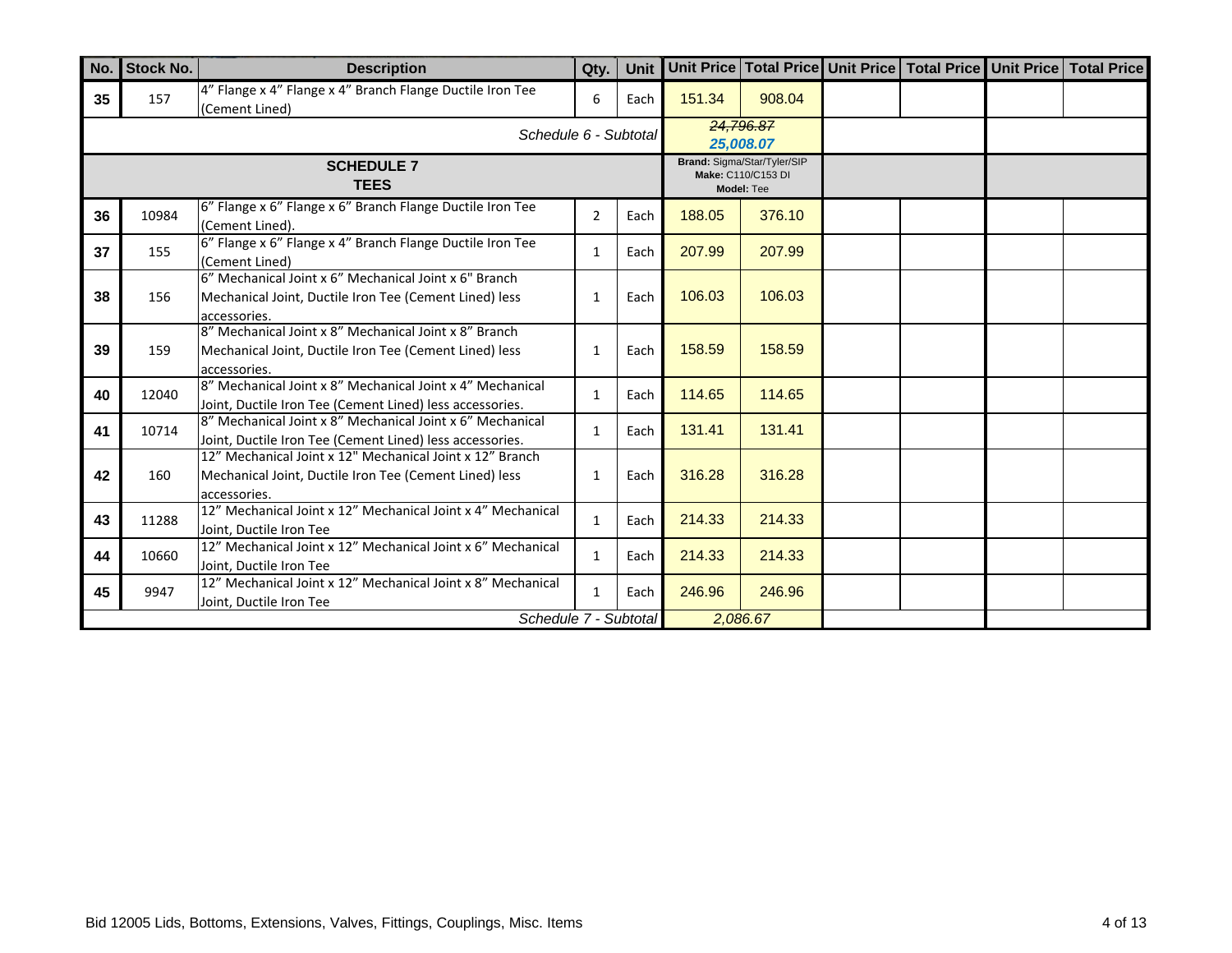| No. | Stock No. | Description | Qty. | Unit | Unit Price | Total Price | Unit Price | Total Price | Unit Price | Total Price |
|---|---|---|---|---|---|---|---|---|---|---|
| 35 | 157 | 4" Flange x 4" Flange x 4" Branch Flange Ductile Iron Tee (Cement Lined) | 6 | Each | 151.34 | 908.04 | | | | |
| | | | | *Schedule 6 - Subtotal* | ~~24,796.87~~ ***25,008.07*** | | | | | |
| | | **SCHEDULE 7 TEES** | | | **Brand:** Sigma/Star/Tyler/SIP **Make:** C110/C153 DI **Model:** Tee | | | | | |
| 36 | 10984 | 6" Flange x 6" Flange x 6" Branch Flange Ductile Iron Tee (Cement Lined). | 2 | Each | 188.05 | 376.10 | | | | |
| 37 | 155 | 6" Flange x 6" Flange x 4" Branch Flange Ductile Iron Tee (Cement Lined) | 1 | Each | 207.99 | 207.99 | | | | |
| 38 | 156 | 6" Mechanical Joint x 6" Mechanical Joint x 6" Branch Mechanical Joint, Ductile Iron Tee (Cement Lined) less accessories. | 1 | Each | 106.03 | 106.03 | | | | |
| 39 | 159 | 8" Mechanical Joint x 8" Mechanical Joint x 8" Branch Mechanical Joint, Ductile Iron Tee (Cement Lined) less accessories. | 1 | Each | 158.59 | 158.59 | | | | |
| 40 | 12040 | 8" Mechanical Joint x 8" Mechanical Joint x 4" Mechanical Joint, Ductile Iron Tee (Cement Lined) less accessories. | 1 | Each | 114.65 | 114.65 | | | | |
| 41 | 10714 | 8" Mechanical Joint x 8" Mechanical Joint x 6" Mechanical Joint, Ductile Iron Tee (Cement Lined) less accessories. | 1 | Each | 131.41 | 131.41 | | | | |
| 42 | 160 | 12" Mechanical Joint x 12" Mechanical Joint x 12" Branch Mechanical Joint, Ductile Iron Tee (Cement Lined) less accessories. | 1 | Each | 316.28 | 316.28 | | | | |
| 43 | 11288 | 12" Mechanical Joint x 12" Mechanical Joint x 4" Mechanical Joint, Ductile Iron Tee | 1 | Each | 214.33 | 214.33 | | | | |
| 44 | 10660 | 12" Mechanical Joint x 12" Mechanical Joint x 6" Mechanical Joint, Ductile Iron Tee | 1 | Each | 214.33 | 214.33 | | | | |
| 45 | 9947 | 12" Mechanical Joint x 12" Mechanical Joint x 8" Mechanical Joint, Ductile Iron Tee | 1 | Each | 246.96 | 246.96 | | | | |
| | | | | *Schedule 7 - Subtotal* | *2,086.67* | | | | | |

Bid 12005 Lids, Bottoms, Extensions, Valves, Fittings, Couplings, Misc. Items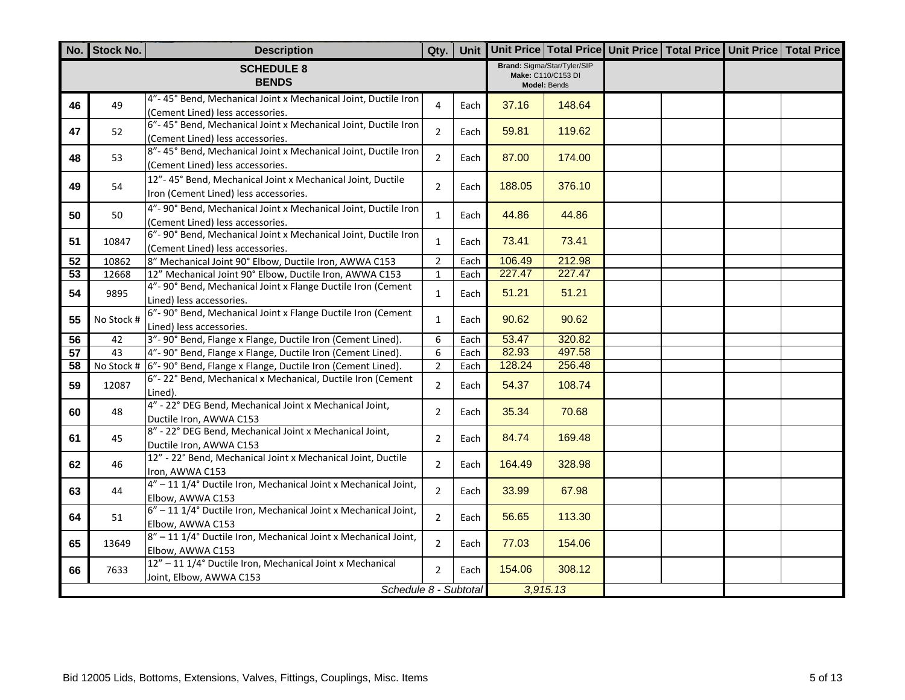| No. | Stock No. | Description | Qty. | Unit | Unit Price | Total Price | Unit Price | Total Price | Unit Price | Total Price |
|---|---|---|---|---|---|---|---|---|---|---|
| | | **SCHEDULE 8 BENDS** | | | **Brand:** Sigma/Star/Tyler/SIP **Make:** C110/C153 DI **Model:** Bends | | | | | |
| **46** | 49 | 4"- 45° Bend, Mechanical Joint x Mechanical Joint, Ductile Iron (Cement Lined) less accessories. | 4 | Each | 37.16 | 148.64 | | | | |
| **47** | 52 | 6"- 45° Bend, Mechanical Joint x Mechanical Joint, Ductile Iron (Cement Lined) less accessories. | 2 | Each | 59.81 | 119.62 | | | | |
| **48** | 53 | 8"- 45° Bend, Mechanical Joint x Mechanical Joint, Ductile Iron (Cement Lined) less accessories. | 2 | Each | 87.00 | 174.00 | | | | |
| **49** | 54 | 12"- 45° Bend, Mechanical Joint x Mechanical Joint, Ductile Iron (Cement Lined) less accessories. | 2 | Each | 188.05 | 376.10 | | | | |
| **50** | 50 | 4"- 90° Bend, Mechanical Joint x Mechanical Joint, Ductile Iron (Cement Lined) less accessories. | 1 | Each | 44.86 | 44.86 | | | | |
| **51** | 10847 | 6"- 90° Bend, Mechanical Joint x Mechanical Joint, Ductile Iron (Cement Lined) less accessories. | 1 | Each | 73.41 | 73.41 | | | | |
| **52** | 10862 | 8" Mechanical Joint 90° Elbow, Ductile Iron, AWWA C153 | 2 | Each | 106.49 | 212.98 | | | | |
| **53** | 12668 | 12" Mechanical Joint 90° Elbow, Ductile Iron, AWWA C153 | 1 | Each | 227.47 | 227.47 | | | | |
| **54** | 9895 | 4"- 90° Bend, Mechanical Joint x Flange Ductile Iron (Cement Lined) less accessories. | 1 | Each | 51.21 | 51.21 | | | | |
| **55** | No Stock # | 6"- 90° Bend, Mechanical Joint x Flange Ductile Iron (Cement Lined) less accessories. | 1 | Each | 90.62 | 90.62 | | | | |
| **56** | 42 | 3"- 90° Bend, Flange x Flange, Ductile Iron (Cement Lined). | 6 | Each | 53.47 | 320.82 | | | | |
| **57** | 43 | 4"- 90° Bend, Flange x Flange, Ductile Iron (Cement Lined). | 6 | Each | 82.93 | 497.58 | | | | |
| **58** | No Stock # | 6"- 90° Bend, Flange x Flange, Ductile Iron (Cement Lined). | 2 | Each | 128.24 | 256.48 | | | | |
| **59** | 12087 | 6"- 22° Bend, Mechanical x Mechanical, Ductile Iron (Cement Lined). | 2 | Each | 54.37 | 108.74 | | | | |
| **60** | 48 | 4" - 22° DEG Bend, Mechanical Joint x Mechanical Joint, Ductile Iron, AWWA C153 | 2 | Each | 35.34 | 70.68 | | | | |
| **61** | 45 | 8" - 22° DEG Bend, Mechanical Joint x Mechanical Joint, Ductile Iron, AWWA C153 | 2 | Each | 84.74 | 169.48 | | | | |
| **62** | 46 | 12" - 22° Bend, Mechanical Joint x Mechanical Joint, Ductile Iron, AWWA C153 | 2 | Each | 164.49 | 328.98 | | | | |
| **63** | 44 | 4" – 11 1/4° Ductile Iron, Mechanical Joint x Mechanical Joint, Elbow, AWWA C153 | 2 | Each | 33.99 | 67.98 | | | | |
| **64** | 51 | 6" – 11 1/4° Ductile Iron, Mechanical Joint x Mechanical Joint, Elbow, AWWA C153 | 2 | Each | 56.65 | 113.30 | | | | |
| **65** | 13649 | 8" – 11 1/4° Ductile Iron, Mechanical Joint x Mechanical Joint, Elbow, AWWA C153 | 2 | Each | 77.03 | 154.06 | | | | |
| **66** | 7633 | 12" – 11 1/4° Ductile Iron, Mechanical Joint x Mechanical Joint, Elbow, AWWA C153 | 2 | Each | 154.06 | 308.12 | | | | |
| | | | | *Schedule 8 - Subtotal* | *3,915.13* | | | | | |

Bid 12005 Lids, Bottoms, Extensions, Valves, Fittings, Couplings, Misc. Items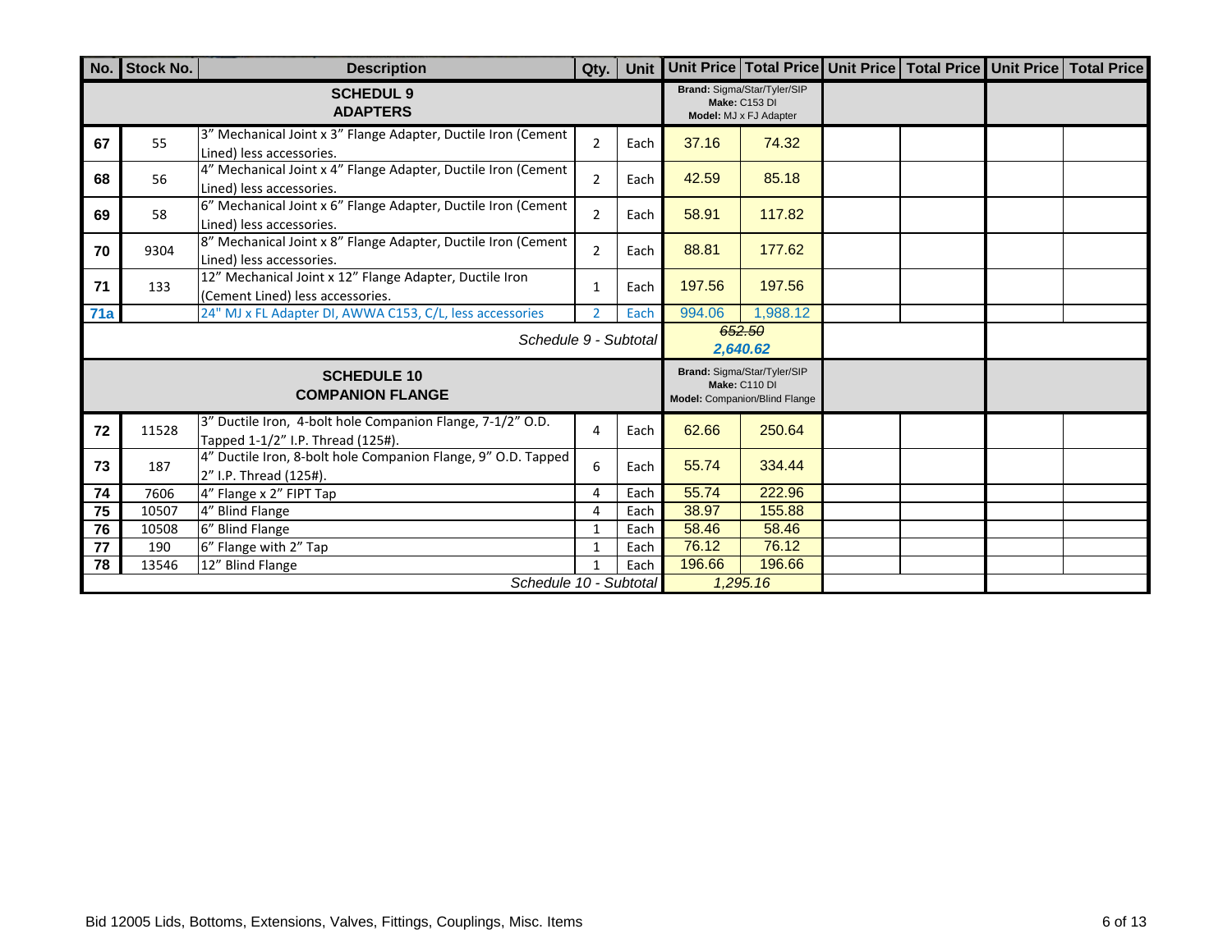| No. | Stock No. | Description | Qty. | Unit | Unit Price | Total Price | Unit Price | Total Price | Unit Price | Total Price |
|---|---|---|---|---|---|---|---|---|---|---|
| | | **SCHEDUL 9 ADAPTERS** | | | **Brand:** Sigma/Star/Tyler/SIP **Make:** C153 DI **Model:** MJ x FJ Adapter | | | | | |
| 67 | 55 | 3" Mechanical Joint x 3" Flange Adapter, Ductile Iron (Cement Lined) less accessories. | 2 | Each | 37.16 | 74.32 | | | | |
| 68 | 56 | 4" Mechanical Joint x 4" Flange Adapter, Ductile Iron (Cement Lined) less accessories. | 2 | Each | 42.59 | 85.18 | | | | |
| 69 | 58 | 6" Mechanical Joint x 6" Flange Adapter, Ductile Iron (Cement Lined) less accessories. | 2 | Each | 58.91 | 117.82 | | | | |
| 70 | 9304 | 8" Mechanical Joint x 8" Flange Adapter, Ductile Iron (Cement Lined) less accessories. | 2 | Each | 88.81 | 177.62 | | | | |
| 71 | 133 | 12" Mechanical Joint x 12" Flange Adapter, Ductile Iron (Cement Lined) less accessories. | 1 | Each | 197.56 | 197.56 | | | | |
| 71a | | 24" MJ x FL Adapter DI, AWWA C153, C/L, less accessories | 2 | Each | 994.06 | 1,988.12 | | | | |
| | | *Schedule 9 - Subtotal* | | | ~~652.50~~ ***2,640.62*** | | | | | |
| | | **SCHEDULE 10 COMPANION FLANGE** | | | **Brand:** Sigma/Star/Tyler/SIP **Make:** C110 DI **Model:** Companion/Blind Flange | | | | | |
| 72 | 11528 | 3" Ductile Iron, 4-bolt hole Companion Flange, 7-1/2" O.D. Tapped 1-1/2" I.P. Thread (125#). | 4 | Each | 62.66 | 250.64 | | | | |
| 73 | 187 | 4" Ductile Iron, 8-bolt hole Companion Flange, 9" O.D. Tapped 2" I.P. Thread (125#). | 6 | Each | 55.74 | 334.44 | | | | |
| 74 | 7606 | 4" Flange x 2" FIPT Tap | 4 | Each | 55.74 | 222.96 | | | | |
| 75 | 10507 | 4" Blind Flange | 4 | Each | 38.97 | 155.88 | | | | |
| 76 | 10508 | 6" Blind Flange | 1 | Each | 58.46 | 58.46 | | | | |
| 77 | 190 | 6" Flange with 2" Tap | 1 | Each | 76.12 | 76.12 | | | | |
| 78 | 13546 | 12" Blind Flange | 1 | Each | 196.66 | 196.66 | | | | |
| | | *Schedule 10 - Subtotal* | | | *1,295.16* | | | | | |

Bid 12005 Lids, Bottoms, Extensions, Valves, Fittings, Couplings, Misc. Items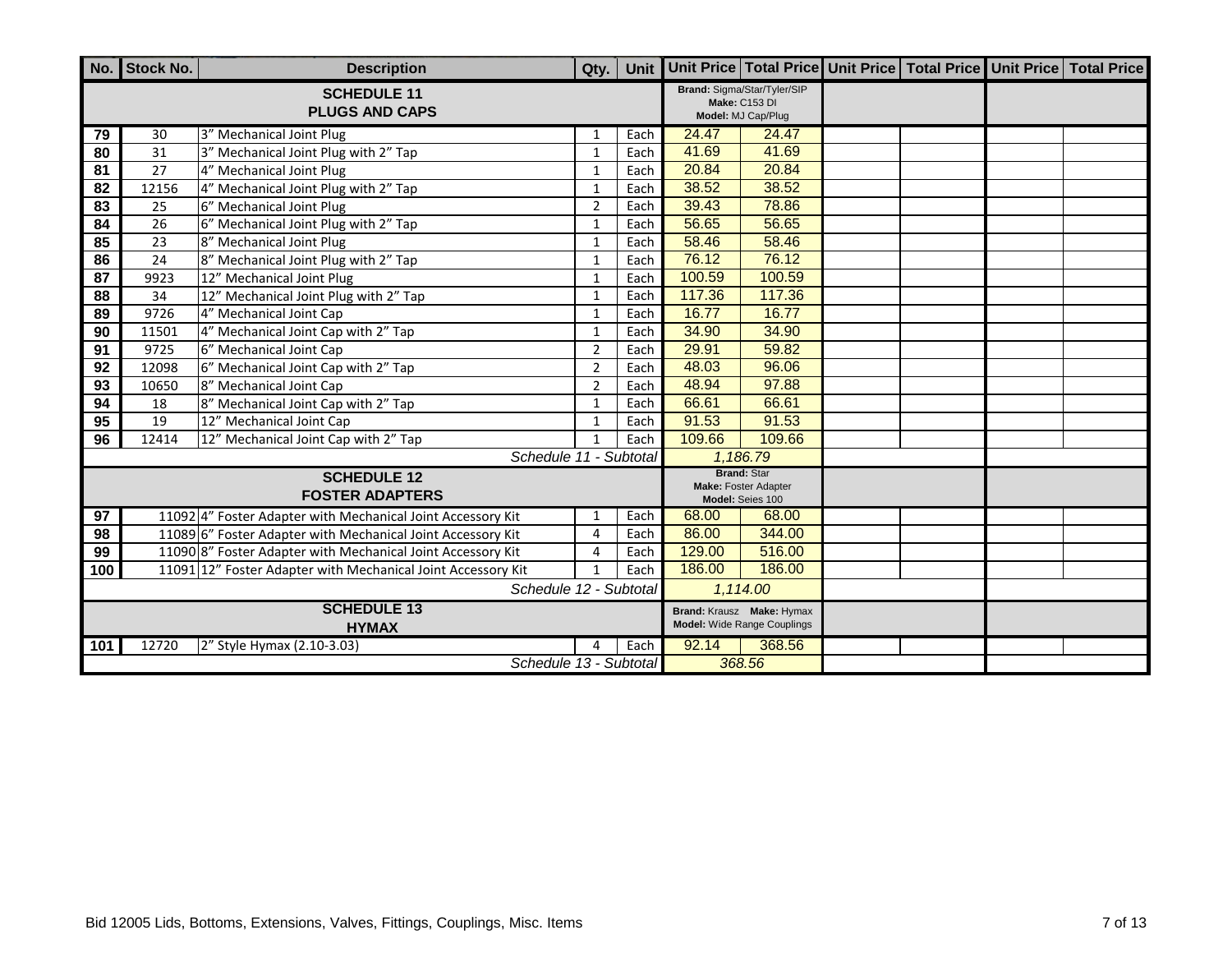| No. | Stock No. | Description | Qty. | Unit | Unit Price | Total Price | Unit Price | Total Price | Unit Price | Total Price |
|---|---|---|---|---|---|---|---|---|---|---|
| | | **SCHEDULE 11** **PLUGS AND CAPS** | | | **Brand:** Sigma/Star/Tyler/SIP **Make:** C153 DI **Model:** MJ Cap/Plug | | | | | |
| 79 | 30 | 3" Mechanical Joint Plug | 1 | Each | 24.47 | 24.47 | | | | |
| 80 | 31 | 3" Mechanical Joint Plug with 2" Tap | 1 | Each | 41.69 | 41.69 | | | | |
| 81 | 27 | 4" Mechanical Joint Plug | 1 | Each | 20.84 | 20.84 | | | | |
| 82 | 12156 | 4" Mechanical Joint Plug with 2" Tap | 1 | Each | 38.52 | 38.52 | | | | |
| 83 | 25 | 6" Mechanical Joint Plug | 2 | Each | 39.43 | 78.86 | | | | |
| 84 | 26 | 6" Mechanical Joint Plug with 2" Tap | 1 | Each | 56.65 | 56.65 | | | | |
| 85 | 23 | 8" Mechanical Joint Plug | 1 | Each | 58.46 | 58.46 | | | | |
| 86 | 24 | 8" Mechanical Joint Plug with 2" Tap | 1 | Each | 76.12 | 76.12 | | | | |
| 87 | 9923 | 12" Mechanical Joint Plug | 1 | Each | 100.59 | 100.59 | | | | |
| 88 | 34 | 12" Mechanical Joint Plug with 2" Tap | 1 | Each | 117.36 | 117.36 | | | | |
| 89 | 9726 | 4" Mechanical Joint Cap | 1 | Each | 16.77 | 16.77 | | | | |
| 90 | 11501 | 4" Mechanical Joint Cap with 2" Tap | 1 | Each | 34.90 | 34.90 | | | | |
| 91 | 9725 | 6" Mechanical Joint Cap | 2 | Each | 29.91 | 59.82 | | | | |
| 92 | 12098 | 6" Mechanical Joint Cap with 2" Tap | 2 | Each | 48.03 | 96.06 | | | | |
| 93 | 10650 | 8" Mechanical Joint Cap | 2 | Each | 48.94 | 97.88 | | | | |
| 94 | 18 | 8" Mechanical Joint Cap with 2" Tap | 1 | Each | 66.61 | 66.61 | | | | |
| 95 | 19 | 12" Mechanical Joint Cap | 1 | Each | 91.53 | 91.53 | | | | |
| 96 | 12414 | 12" Mechanical Joint Cap with 2" Tap | 1 | Each | 109.66 | 109.66 | | | | |
| | | *Schedule 11 - Subtotal* | | | *1,186.79* | | | | | |
| | | **SCHEDULE 12** **FOSTER ADAPTERS** | | | **Brand:** Star **Make:** Foster Adapter **Model:** Seies 100 | | | | | |
| 97 | 11092 | 4" Foster Adapter with Mechanical Joint Accessory Kit | 1 | Each | 68.00 | 68.00 | | | | |
| 98 | 11089 | 6" Foster Adapter with Mechanical Joint Accessory Kit | 4 | Each | 86.00 | 344.00 | | | | |
| 99 | 11090 | 8" Foster Adapter with Mechanical Joint Accessory Kit | 4 | Each | 129.00 | 516.00 | | | | |
| 100 | 11091 | 12" Foster Adapter with Mechanical Joint Accessory Kit | 1 | Each | 186.00 | 186.00 | | | | |
| | | *Schedule 12 - Subtotal* | | | *1,114.00* | | | | | |
| | | **SCHEDULE 13** **HYMAX** | | | **Brand:** Krausz **Make:** Hymax **Model:** Wide Range Couplings | | | | | |
| 101 | 12720 | 2" Style Hymax (2.10-3.03) | 4 | Each | 92.14 | 368.56 | | | | |
| | | *Schedule 13 - Subtotal* | | | *368.56* | | | | | |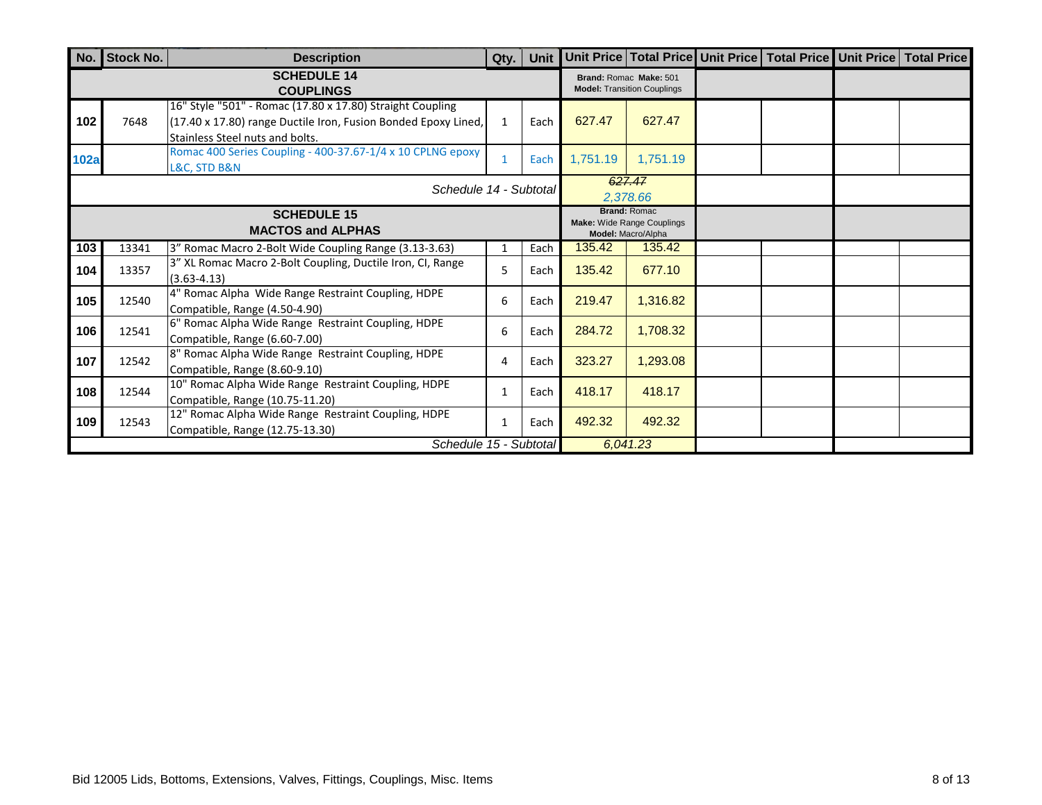| No. | Stock No. | Description | Qty. | Unit | Unit Price | Total Price | Unit Price | Total Price | Unit Price | Total Price |
|---|---|---|---|---|---|---|---|---|---|---|
| | | **SCHEDULE 14 COUPLINGS** | | | **Brand:** Romac **Make:** 501 **Model:** Transition Couplings | | | | | |
| 102 | 7648 | 16" Style "501" - Romac (17.80 x 17.80) Straight Coupling (17.40 x 17.80) range Ductile Iron, Fusion Bonded Epoxy Lined, Stainless Steel nuts and bolts. | 1 | Each | 627.47 | 627.47 | | | | |
| 102a | | Romac 400 Series Coupling - 400-37.67-1/4 x 10 CPLNG epoxy L&C, STD B&N | 1 | Each | 1,751.19 | 1,751.19 | | | | |
| | | *Schedule 14 - Subtotal* | | | ~~627.47~~ 2,378.66 | | | | | |
| | | **SCHEDULE 15 MACTOS and ALPHAS** | | | **Brand:** Romac **Make:** Wide Range Couplings **Model:** Macro/Alpha | | | | | |
| 103 | 13341 | 3" Romac Macro 2-Bolt Wide Coupling Range (3.13-3.63) | 1 | Each | 135.42 | 135.42 | | | | |
| 104 | 13357 | 3" XL Romac Macro 2-Bolt Coupling, Ductile Iron, CI, Range (3.63-4.13) | 5 | Each | 135.42 | 677.10 | | | | |
| 105 | 12540 | 4" Romac Alpha Wide Range Restraint Coupling, HDPE Compatible, Range (4.50-4.90) | 6 | Each | 219.47 | 1,316.82 | | | | |
| 106 | 12541 | 6" Romac Alpha Wide Range Restraint Coupling, HDPE Compatible, Range (6.60-7.00) | 6 | Each | 284.72 | 1,708.32 | | | | |
| 107 | 12542 | 8" Romac Alpha Wide Range Restraint Coupling, HDPE Compatible, Range (8.60-9.10) | 4 | Each | 323.27 | 1,293.08 | | | | |
| 108 | 12544 | 10" Romac Alpha Wide Range Restraint Coupling, HDPE Compatible, Range (10.75-11.20) | 1 | Each | 418.17 | 418.17 | | | | |
| 109 | 12543 | 12" Romac Alpha Wide Range Restraint Coupling, HDPE Compatible, Range (12.75-13.30) | 1 | Each | 492.32 | 492.32 | | | | |
| | | *Schedule 15 - Subtotal* | | | 6,041.23 | | | | | |

Bid 12005 Lids, Bottoms, Extensions, Valves, Fittings, Couplings, Misc. Items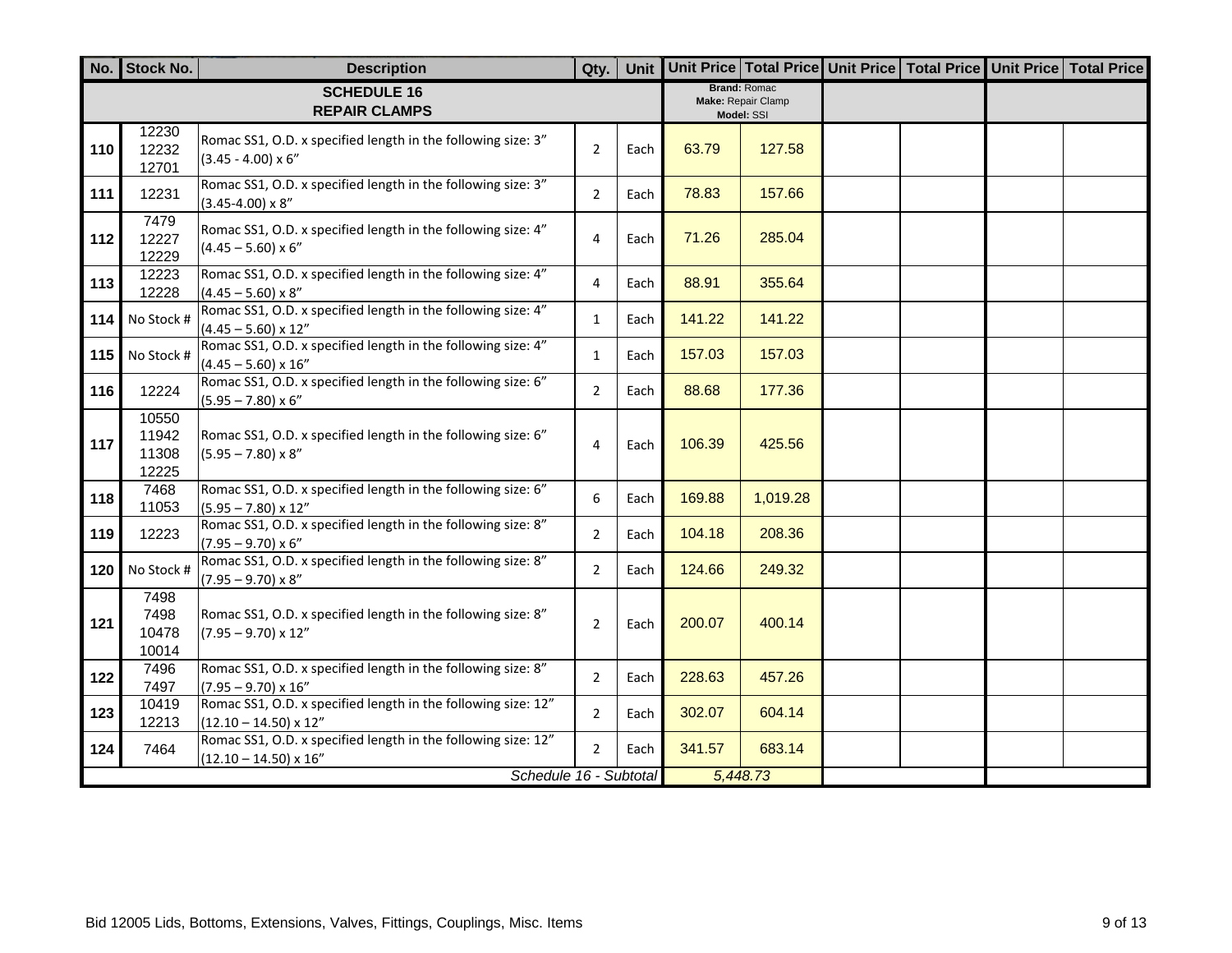| No. | Stock No. | Description | Qty. | Unit | Unit Price | Total Price | Unit Price | Total Price | Unit Price | Total Price |
|---|---|---|---|---|---|---|---|---|---|---|
| | | **SCHEDULE 16 REPAIR CLAMPS** | | | **Brand:** Romac **Make:** Repair Clamp **Model:** SSI | | | | | |
| **110** | 12230 12232 12701 | Romac SS1, O.D. x specified length in the following size: 3" (3.45 - 4.00) x 6" | 2 | Each | 63.79 | 127.58 | | | | |
| **111** | 12231 | Romac SS1, O.D. x specified length in the following size: 3" (3.45-4.00) x 8" | 2 | Each | 78.83 | 157.66 | | | | |
| **112** | 7479 12227 12229 | Romac SS1, O.D. x specified length in the following size: 4" (4.45 – 5.60) x 6" | 4 | Each | 71.26 | 285.04 | | | | |
| **113** | 12223 12228 | Romac SS1, O.D. x specified length in the following size: 4" (4.45 – 5.60) x 8" | 4 | Each | 88.91 | 355.64 | | | | |
| **114** | No Stock # | Romac SS1, O.D. x specified length in the following size: 4" (4.45 – 5.60) x 12" | 1 | Each | 141.22 | 141.22 | | | | |
| **115** | No Stock # | Romac SS1, O.D. x specified length in the following size: 4" (4.45 – 5.60) x 16" | 1 | Each | 157.03 | 157.03 | | | | |
| **116** | 12224 | Romac SS1, O.D. x specified length in the following size: 6" (5.95 – 7.80) x 6" | 2 | Each | 88.68 | 177.36 | | | | |
| **117** | 10550 11942 11308 12225 | Romac SS1, O.D. x specified length in the following size: 6" (5.95 – 7.80) x 8" | 4 | Each | 106.39 | 425.56 | | | | |
| **118** | 7468 11053 | Romac SS1, O.D. x specified length in the following size: 6" (5.95 – 7.80) x 12" | 6 | Each | 169.88 | 1,019.28 | | | | |
| **119** | 12223 | Romac SS1, O.D. x specified length in the following size: 8" (7.95 – 9.70) x 6" | 2 | Each | 104.18 | 208.36 | | | | |
| **120** | No Stock # | Romac SS1, O.D. x specified length in the following size: 8" (7.95 – 9.70) x 8" | 2 | Each | 124.66 | 249.32 | | | | |
| **121** | 7498 7498 10478 10014 | Romac SS1, O.D. x specified length in the following size: 8" (7.95 – 9.70) x 12" | 2 | Each | 200.07 | 400.14 | | | | |
| **122** | 7496 7497 | Romac SS1, O.D. x specified length in the following size: 8" (7.95 – 9.70) x 16" | 2 | Each | 228.63 | 457.26 | | | | |
| **123** | 10419 12213 | Romac SS1, O.D. x specified length in the following size: 12" (12.10 – 14.50) x 12" | 2 | Each | 302.07 | 604.14 | | | | |
| **124** | 7464 | Romac SS1, O.D. x specified length in the following size: 12" (12.10 – 14.50) x 16" | 2 | Each | 341.57 | 683.14 | | | | |
| | | | | *Schedule 16 - Subtotal* | *5,448.73* | | | | | |

Bid 12005 Lids, Bottoms, Extensions, Valves, Fittings, Couplings, Misc. Items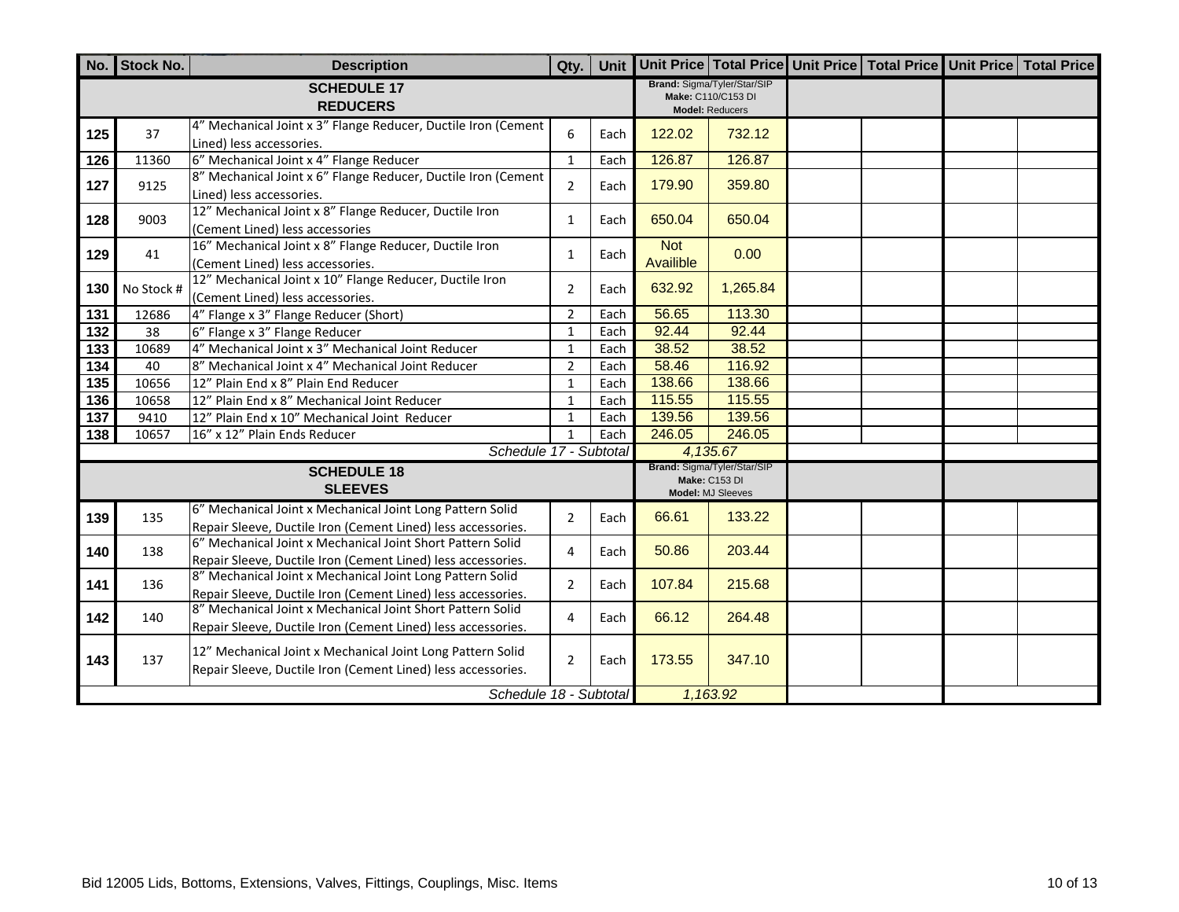| No. | Stock No. | Description | Qty. | Unit | Unit Price | Total Price | Unit Price | Total Price | Unit Price | Total Price |
|---|---|---|---|---|---|---|---|---|---|---|
| | | **SCHEDULE 17 REDUCERS** | | | **Brand:** Sigma/Tyler/Star/SIP **Make:** C110/C153 DI **Model:** Reducers | | | | | |
| 125 | 37 | 4" Mechanical Joint x 3" Flange Reducer, Ductile Iron (Cement Lined) less accessories. | 6 | Each | 122.02 | 732.12 | | | | |
| 126 | 11360 | 6" Mechanical Joint x 4" Flange Reducer | 1 | Each | 126.87 | 126.87 | | | | |
| 127 | 9125 | 8" Mechanical Joint x 6" Flange Reducer, Ductile Iron (Cement Lined) less accessories. | 2 | Each | 179.90 | 359.80 | | | | |
| 128 | 9003 | 12" Mechanical Joint x 8" Flange Reducer, Ductile Iron (Cement Lined) less accessories | 1 | Each | 650.04 | 650.04 | | | | |
| 129 | 41 | 16" Mechanical Joint x 8" Flange Reducer, Ductile Iron (Cement Lined) less accessories. | 1 | Each | Not Availible | 0.00 | | | | |
| 130 | No Stock # | 12" Mechanical Joint x 10" Flange Reducer, Ductile Iron (Cement Lined) less accessories. | 2 | Each | 632.92 | 1,265.84 | | | | |
| 131 | 12686 | 4" Flange x 3" Flange Reducer (Short) | 2 | Each | 56.65 | 113.30 | | | | |
| 132 | 38 | 6" Flange x 3" Flange Reducer | 1 | Each | 92.44 | 92.44 | | | | |
| 133 | 10689 | 4" Mechanical Joint x 3" Mechanical Joint Reducer | 1 | Each | 38.52 | 38.52 | | | | |
| 134 | 40 | 8" Mechanical Joint x 4" Mechanical Joint Reducer | 2 | Each | 58.46 | 116.92 | | | | |
| 135 | 10656 | 12" Plain End x 8" Plain End Reducer | 1 | Each | 138.66 | 138.66 | | | | |
| 136 | 10658 | 12" Plain End x 8" Mechanical Joint Reducer | 1 | Each | 115.55 | 115.55 | | | | |
| 137 | 9410 | 12" Plain End x 10" Mechanical Joint Reducer | 1 | Each | 139.56 | 139.56 | | | | |
| 138 | 10657 | 16" x 12" Plain Ends Reducer | 1 | Each | 246.05 | 246.05 | | | | |
| | | *Schedule 17 - Subtotal* | | | *4,135.67* | | | | | |
| | | **SCHEDULE 18 SLEEVES** | | | **Brand:** Sigma/Tyler/Star/SIP **Make:** C153 DI **Model:** MJ Sleeves | | | | | |
| 139 | 135 | 6" Mechanical Joint x Mechanical Joint Long Pattern Solid Repair Sleeve, Ductile Iron (Cement Lined) less accessories. | 2 | Each | 66.61 | 133.22 | | | | |
| 140 | 138 | 6" Mechanical Joint x Mechanical Joint Short Pattern Solid Repair Sleeve, Ductile Iron (Cement Lined) less accessories. | 4 | Each | 50.86 | 203.44 | | | | |
| 141 | 136 | 8" Mechanical Joint x Mechanical Joint Long Pattern Solid Repair Sleeve, Ductile Iron (Cement Lined) less accessories. | 2 | Each | 107.84 | 215.68 | | | | |
| 142 | 140 | 8" Mechanical Joint x Mechanical Joint Short Pattern Solid Repair Sleeve, Ductile Iron (Cement Lined) less accessories. | 4 | Each | 66.12 | 264.48 | | | | |
| 143 | 137 | 12" Mechanical Joint x Mechanical Joint Long Pattern Solid Repair Sleeve, Ductile Iron (Cement Lined) less accessories. | 2 | Each | 173.55 | 347.10 | | | | |
| | | *Schedule 18 - Subtotal* | | | *1,163.92* | | | | | |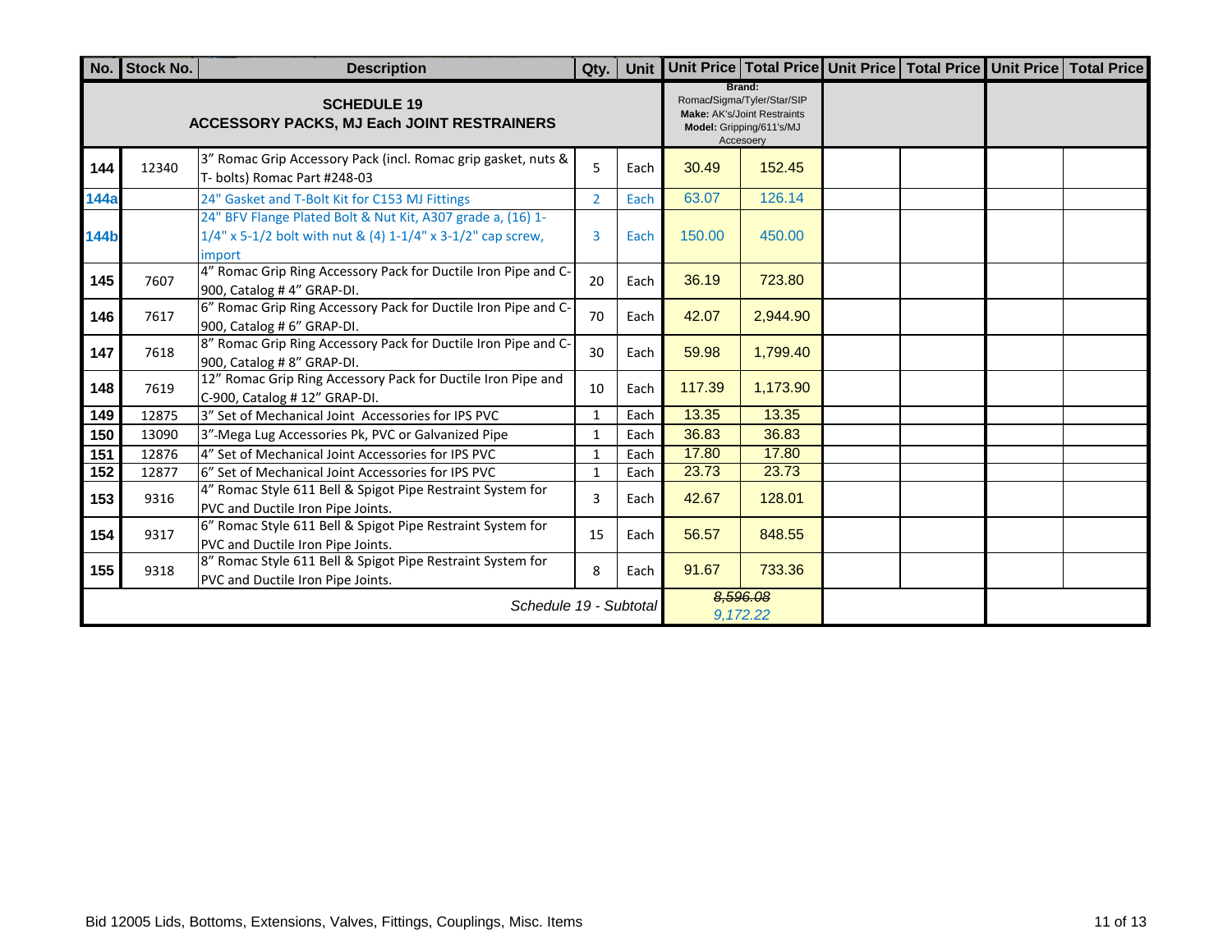| No. | Stock No. | Description | Qty. | Unit | Unit Price | Total Price | Unit Price | Total Price | Unit Price | Total Price |
|---|---|---|---|---|---|---|---|---|---|---|
| **SCHEDULE 19 ACCESSORY PACKS, MJ Each JOINT RESTRAINERS** | | | | | **Brand:** Romac/Sigma/Tyler/Star/SIP **Make:** AK's/Joint Restraints **Model:** Gripping/611's/MJ Accesoery | | | | | |
| 144 | 12340 | 3" Romac Grip Accessory Pack (incl. Romac grip gasket, nuts & T- bolts) Romac Part #248-03 | 5 | Each | 30.49 | 152.45 | | | | |
| 144a | | 24" Gasket and T-Bolt Kit for C153 MJ Fittings | 2 | Each | 63.07 | 126.14 | | | | |
| 144b | | 24" BFV Flange Plated Bolt & Nut Kit, A307 grade a, (16) 1-1/4" x 5-1/2 bolt with nut & (4) 1-1/4" x 3-1/2" cap screw, import | 3 | Each | 150.00 | 450.00 | | | | |
| 145 | 7607 | 4" Romac Grip Ring Accessory Pack for Ductile Iron Pipe and C-900, Catalog # 4" GRAP-DI. | 20 | Each | 36.19 | 723.80 | | | | |
| 146 | 7617 | 6" Romac Grip Ring Accessory Pack for Ductile Iron Pipe and C-900, Catalog # 6" GRAP-DI. | 70 | Each | 42.07 | 2,944.90 | | | | |
| 147 | 7618 | 8" Romac Grip Ring Accessory Pack for Ductile Iron Pipe and C-900, Catalog # 8" GRAP-DI. | 30 | Each | 59.98 | 1,799.40 | | | | |
| 148 | 7619 | 12" Romac Grip Ring Accessory Pack for Ductile Iron Pipe and C-900, Catalog # 12" GRAP-DI. | 10 | Each | 117.39 | 1,173.90 | | | | |
| 149 | 12875 | 3" Set of Mechanical Joint Accessories for IPS PVC | 1 | Each | 13.35 | 13.35 | | | | |
| 150 | 13090 | 3"-Mega Lug Accessories Pk, PVC or Galvanized Pipe | 1 | Each | 36.83 | 36.83 | | | | |
| 151 | 12876 | 4" Set of Mechanical Joint Accessories for IPS PVC | 1 | Each | 17.80 | 17.80 | | | | |
| 152 | 12877 | 6" Set of Mechanical Joint Accessories for IPS PVC | 1 | Each | 23.73 | 23.73 | | | | |
| 153 | 9316 | 4" Romac Style 611 Bell & Spigot Pipe Restraint System for PVC and Ductile Iron Pipe Joints. | 3 | Each | 42.67 | 128.01 | | | | |
| 154 | 9317 | 6" Romac Style 611 Bell & Spigot Pipe Restraint System for PVC and Ductile Iron Pipe Joints. | 15 | Each | 56.57 | 848.55 | | | | |
| 155 | 9318 | 8" Romac Style 611 Bell & Spigot Pipe Restraint System for PVC and Ductile Iron Pipe Joints. | 8 | Each | 91.67 | 733.36 | | | | |
| *Schedule 19 - Subtotal* | | | | | ~~8,596.08~~ 9,172.22 | | | | | |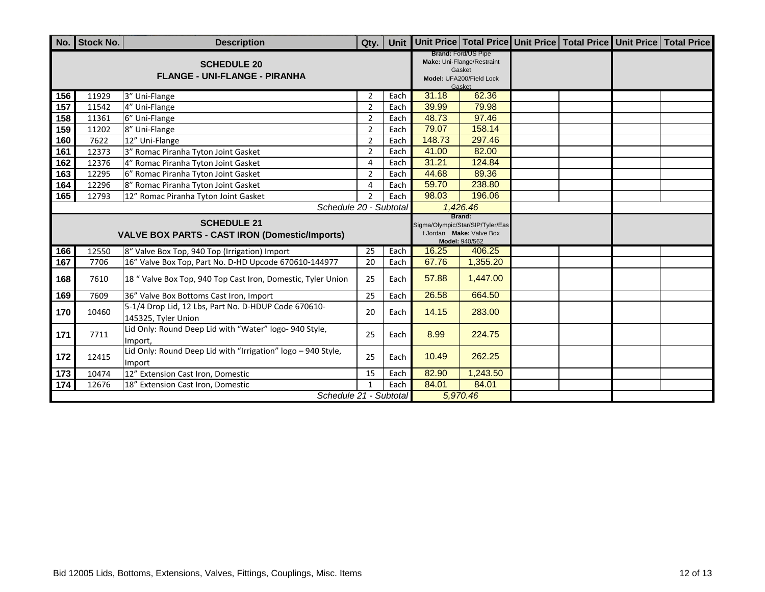| No. | Stock No. | Description | Qty. | Unit | Unit Price | Total Price | Unit Price | Total Price | Unit Price | Total Price |
|---|---|---|---|---|---|---|---|---|---|---|
| | | **SCHEDULE 20**<br>**FLANGE - UNI-FLANGE - PIRANHA** | | | **Brand:** Ford/US Pipe<br>**Make:** Uni-Flange/Restraint Gasket<br>**Model:** UFA200/Field Lock Gasket | | | | | |
| 156 | 11929 | 3" Uni-Flange | 2 | Each | 31.18 | 62.36 | | | | |
| 157 | 11542 | 4" Uni-Flange | 2 | Each | 39.99 | 79.98 | | | | |
| 158 | 11361 | 6" Uni-Flange | 2 | Each | 48.73 | 97.46 | | | | |
| 159 | 11202 | 8" Uni-Flange | 2 | Each | 79.07 | 158.14 | | | | |
| 160 | 7622 | 12" Uni-Flange | 2 | Each | 148.73 | 297.46 | | | | |
| 161 | 12373 | 3" Romac Piranha Tyton Joint Gasket | 2 | Each | 41.00 | 82.00 | | | | |
| 162 | 12376 | 4" Romac Piranha Tyton Joint Gasket | 4 | Each | 31.21 | 124.84 | | | | |
| 163 | 12295 | 6" Romac Piranha Tyton Joint Gasket | 2 | Each | 44.68 | 89.36 | | | | |
| 164 | 12296 | 8" Romac Piranha Tyton Joint Gasket | 4 | Each | 59.70 | 238.80 | | | | |
| 165 | 12793 | 12" Romac Piranha Tyton Joint Gasket | 2 | Each | 98.03 | 196.06 | | | | |
| | | *Schedule 20 - Subtotal* | | | *1,426.46* | | | | | |
| | | **SCHEDULE 21**<br>**VALVE BOX PARTS - CAST IRON (Domestic/Imports)** | | | **Brand:** Sigma/Olympic/Star/SIP/Tyler/East Jordan **Make:** Valve Box **Model:** 940/562 | | | | | |
| 166 | 12550 | 8" Valve Box Top, 940 Top (Irrigation) Import | 25 | Each | 16.25 | 406.25 | | | | |
| 167 | 7706 | 16" Valve Box Top, Part No. D-HD Upcode 670610-144977 | 20 | Each | 67.76 | 1,355.20 | | | | |
| 168 | 7610 | 18 " Valve Box Top, 940 Top Cast Iron, Domestic, Tyler Union | 25 | Each | 57.88 | 1,447.00 | | | | |
| 169 | 7609 | 36" Valve Box Bottoms Cast Iron, Import | 25 | Each | 26.58 | 664.50 | | | | |
| 170 | 10460 | 5-1/4 Drop Lid, 12 Lbs, Part No. D-HDUP Code 670610-145325, Tyler Union | 20 | Each | 14.15 | 283.00 | | | | |
| 171 | 7711 | Lid Only: Round Deep Lid with "Water" logo- 940 Style, Import, | 25 | Each | 8.99 | 224.75 | | | | |
| 172 | 12415 | Lid Only: Round Deep Lid with "Irrigation" logo – 940 Style, Import | 25 | Each | 10.49 | 262.25 | | | | |
| 173 | 10474 | 12" Extension Cast Iron, Domestic | 15 | Each | 82.90 | 1,243.50 | | | | |
| 174 | 12676 | 18" Extension Cast Iron, Domestic | 1 | Each | 84.01 | 84.01 | | | | |
| | | *Schedule 21 - Subtotal* | | | *5,970.46* | | | | | |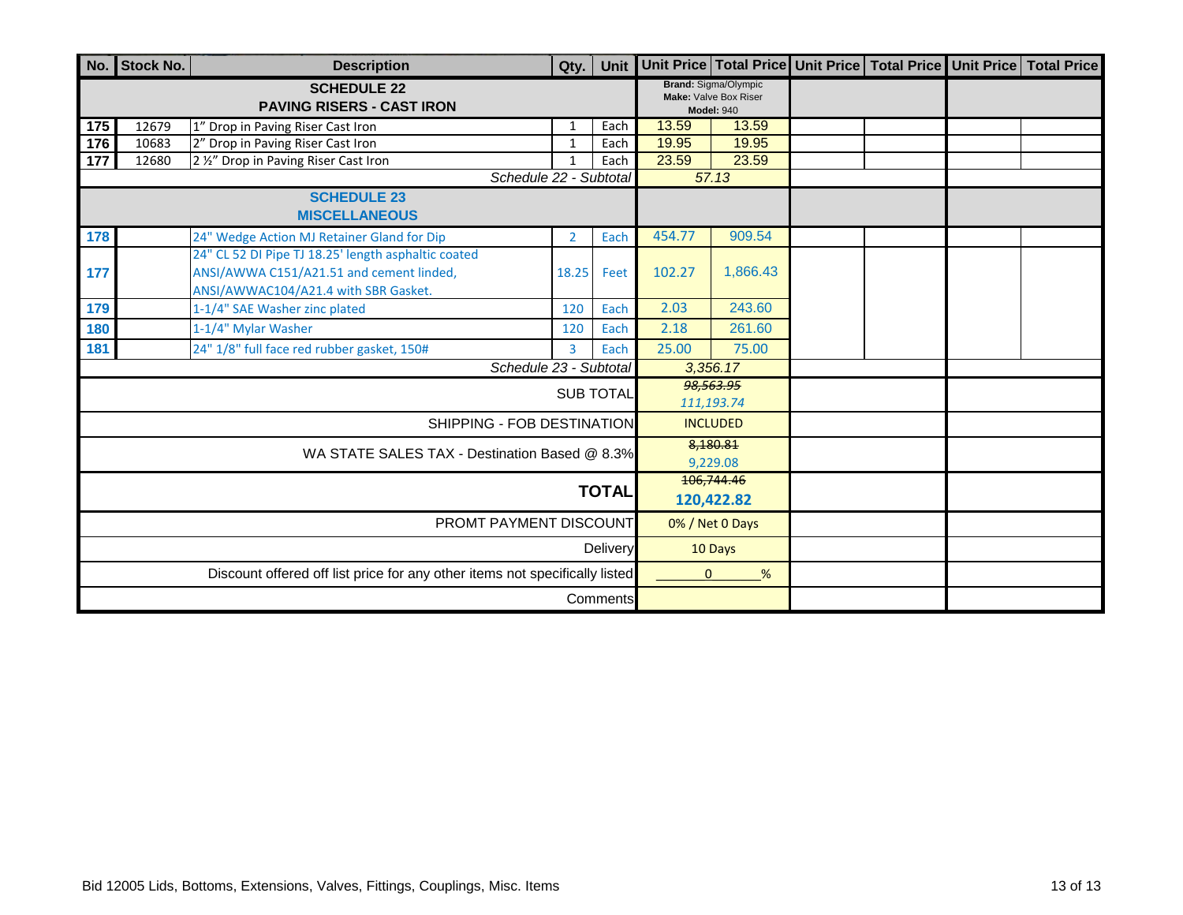| No. | Stock No. | Description | Qty. | Unit | Unit Price | Total Price | Unit Price | Total Price | Unit Price | Total Price |
|---|---|---|---|---|---|---|---|---|---|---|
| | | **SCHEDULE 22**<br>**PAVING RISERS - CAST IRON** | | | **Brand:** Sigma/Olympic<br>**Make:** Valve Box Riser<br>**Model:** 940 | | | | | |
| **175** | 12679 | 1" Drop in Paving Riser Cast Iron | 1 | Each | 13.59 | 13.59 | | | | |
| **176** | 10683 | 2" Drop in Paving Riser Cast Iron | 1 | Each | 19.95 | 19.95 | | | | |
| **177** | 12680 | 2 ½" Drop in Paving Riser Cast Iron | 1 | Each | 23.59 | 23.59 | | | | |
| | | *Schedule 22 - Subtotal* | | | *57.13* | | | | | |
| | | **SCHEDULE 23**<br>**MISCELLANEOUS** | | | | | | | | |
| **178** | | 24" Wedge Action MJ Retainer Gland for Dip | 2 | Each | 454.77 | 909.54 | | | | |
| **177** | | 24" CL 52 DI Pipe TJ 18.25' length asphaltic coated ANSI/AWWA C151/A21.51 and cement linded, ANSI/AWWAC104/A21.4 with SBR Gasket. | 18.25 | Feet | 102.27 | 1,866.43 | | | | |
| **179** | | 1-1/4" SAE Washer zinc plated | 120 | Each | 2.03 | 243.60 | | | | |
| **180** | | 1-1/4" Mylar Washer | 120 | Each | 2.18 | 261.60 | | | | |
| **181** | | 24" 1/8" full face red rubber gasket, 150# | 3 | Each | 25.00 | 75.00 | | | | |
| | | *Schedule 23 - Subtotal* | | | *3,356.17* | | | | | |
| | | SUB TOTAL | | | ~~98,563.95~~<br>*111,193.74* | | | | | |
| | | SHIPPING - FOB DESTINATION | | | INCLUDED | | | | | |
| | | WA STATE SALES TAX - Destination Based @ 8.3% | | | ~~8,180.81~~<br>9,229.08 | | | | | |
| | | **TOTAL** | | | ~~106,744.46~~<br>**120,422.82** | | | | | |
| | | PROMT PAYMENT DISCOUNT | | | 0% / Net 0 Days | | | | | |
| | | Delivery | | | 10 Days | | | | | |
| | | Discount offered off list price for any other items not specifically listed | | | 0 % | | | | | |
| | | Comments | | | | | | | | |